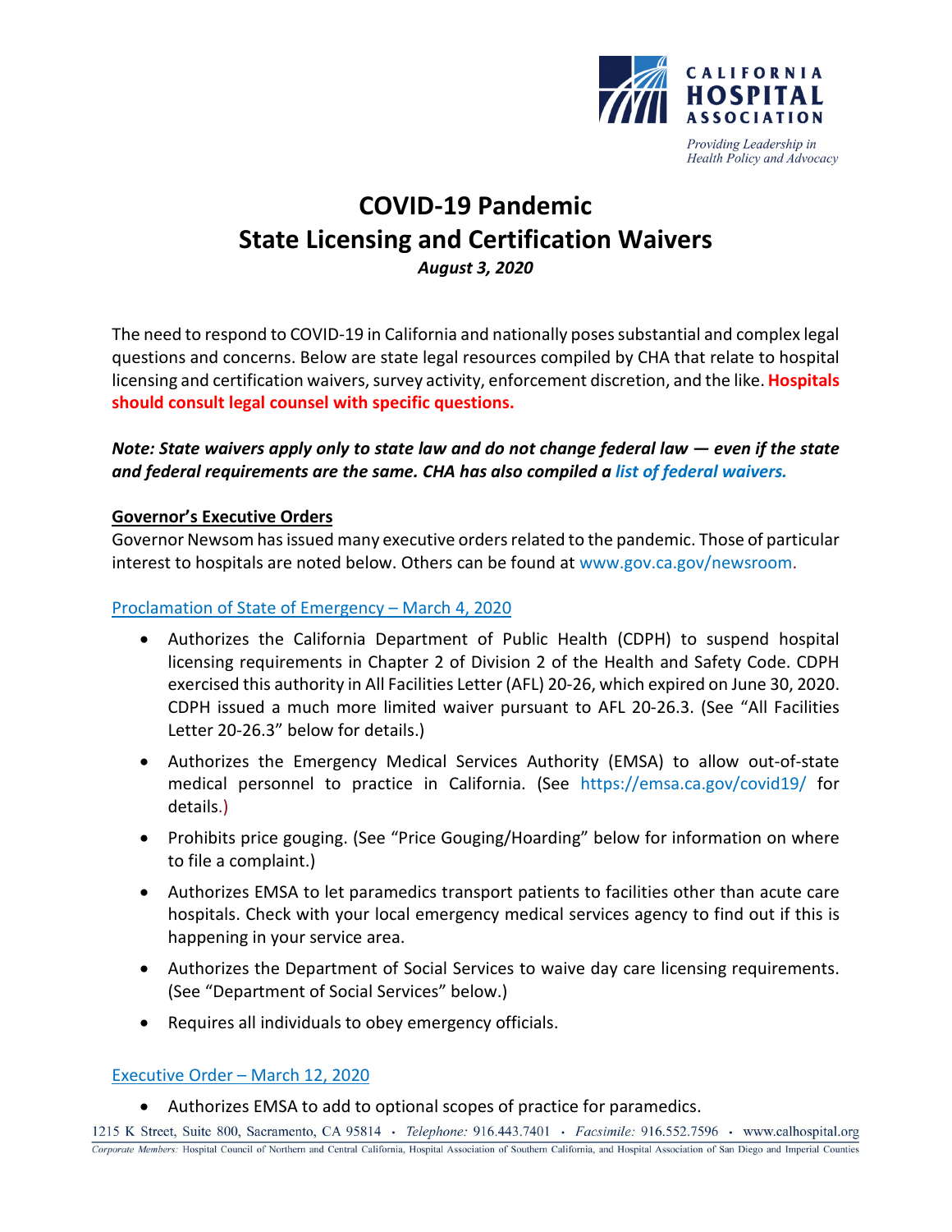CALIFORNIA HOSPITAL ASSOCIATION

*Providing Leadership in Health Policy and Advocacy*

# COVID-19 Pandemic
# State Licensing and Certification Waivers

***August 3, 2020***

The need to respond to COVID-19 in California and nationally poses substantial and complex legal questions and concerns. Below are state legal resources compiled by CHA that relate to hospital licensing and certification waivers, survey activity, enforcement discretion, and the like. **Hospitals should consult legal counsel with specific questions.**

***Note: State waivers apply only to state law and do not change federal law — even if the state and federal requirements are the same. CHA has also compiled a list of federal waivers.***

**Governor's Executive Orders**

Governor Newsom has issued many executive orders related to the pandemic. Those of particular interest to hospitals are noted below. Others can be found at www.gov.ca.gov/newsroom.

Proclamation of State of Emergency – March 4, 2020

- Authorizes the California Department of Public Health (CDPH) to suspend hospital licensing requirements in Chapter 2 of Division 2 of the Health and Safety Code. CDPH exercised this authority in All Facilities Letter (AFL) 20-26, which expired on June 30, 2020. CDPH issued a much more limited waiver pursuant to AFL 20-26.3. (See "All Facilities Letter 20-26.3" below for details.)
- Authorizes the Emergency Medical Services Authority (EMSA) to allow out-of-state medical personnel to practice in California. (See https://emsa.ca.gov/covid19/ for details.)
- Prohibits price gouging. (See "Price Gouging/Hoarding" below for information on where to file a complaint.)
- Authorizes EMSA to let paramedics transport patients to facilities other than acute care hospitals. Check with your local emergency medical services agency to find out if this is happening in your service area.
- Authorizes the Department of Social Services to waive day care licensing requirements. (See "Department of Social Services" below.)
- Requires all individuals to obey emergency officials.

Executive Order – March 12, 2020

- Authorizes EMSA to add to optional scopes of practice for paramedics.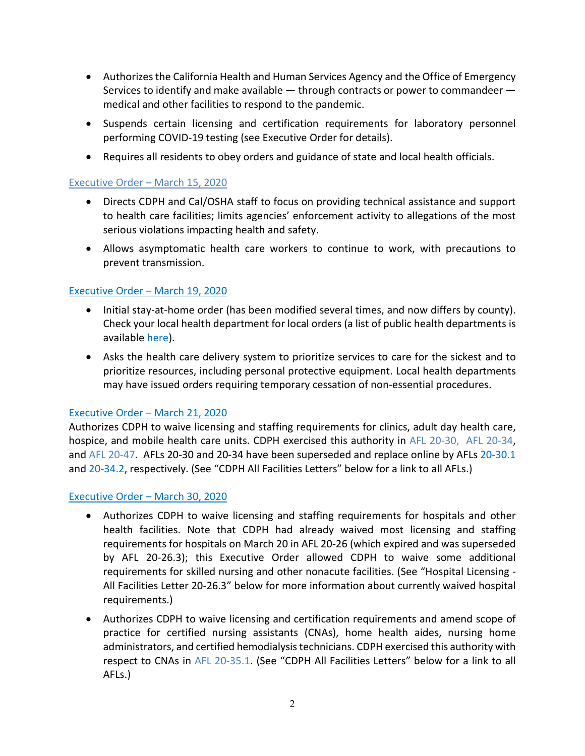- Authorizes the California Health and Human Services Agency and the Office of Emergency Services to identify and make available — through contracts or power to commandeer — medical and other facilities to respond to the pandemic.
- Suspends certain licensing and certification requirements for laboratory personnel performing COVID-19 testing (see Executive Order for details).
- Requires all residents to obey orders and guidance of state and local health officials.

Executive Order – March 15, 2020

- Directs CDPH and Cal/OSHA staff to focus on providing technical assistance and support to health care facilities; limits agencies' enforcement activity to allegations of the most serious violations impacting health and safety.
- Allows asymptomatic health care workers to continue to work, with precautions to prevent transmission.

Executive Order – March 19, 2020

- Initial stay-at-home order (has been modified several times, and now differs by county). Check your local health department for local orders (a list of public health departments is available here).
- Asks the health care delivery system to prioritize services to care for the sickest and to prioritize resources, including personal protective equipment. Local health departments may have issued orders requiring temporary cessation of non-essential procedures.

Executive Order – March 21, 2020

Authorizes CDPH to waive licensing and staffing requirements for clinics, adult day health care, hospice, and mobile health care units. CDPH exercised this authority in AFL 20-30, AFL 20-34, and AFL 20-47. AFLs 20-30 and 20-34 have been superseded and replace online by AFLs 20-30.1 and 20-34.2, respectively. (See "CDPH All Facilities Letters" below for a link to all AFLs.)

Executive Order – March 30, 2020

- Authorizes CDPH to waive licensing and staffing requirements for hospitals and other health facilities. Note that CDPH had already waived most licensing and staffing requirements for hospitals on March 20 in AFL 20-26 (which expired and was superseded by AFL 20-26.3); this Executive Order allowed CDPH to waive some additional requirements for skilled nursing and other nonacute facilities. (See "Hospital Licensing - All Facilities Letter 20-26.3" below for more information about currently waived hospital requirements.)
- Authorizes CDPH to waive licensing and certification requirements and amend scope of practice for certified nursing assistants (CNAs), home health aides, nursing home administrators, and certified hemodialysis technicians. CDPH exercised this authority with respect to CNAs in AFL 20-35.1. (See "CDPH All Facilities Letters" below for a link to all AFLs.)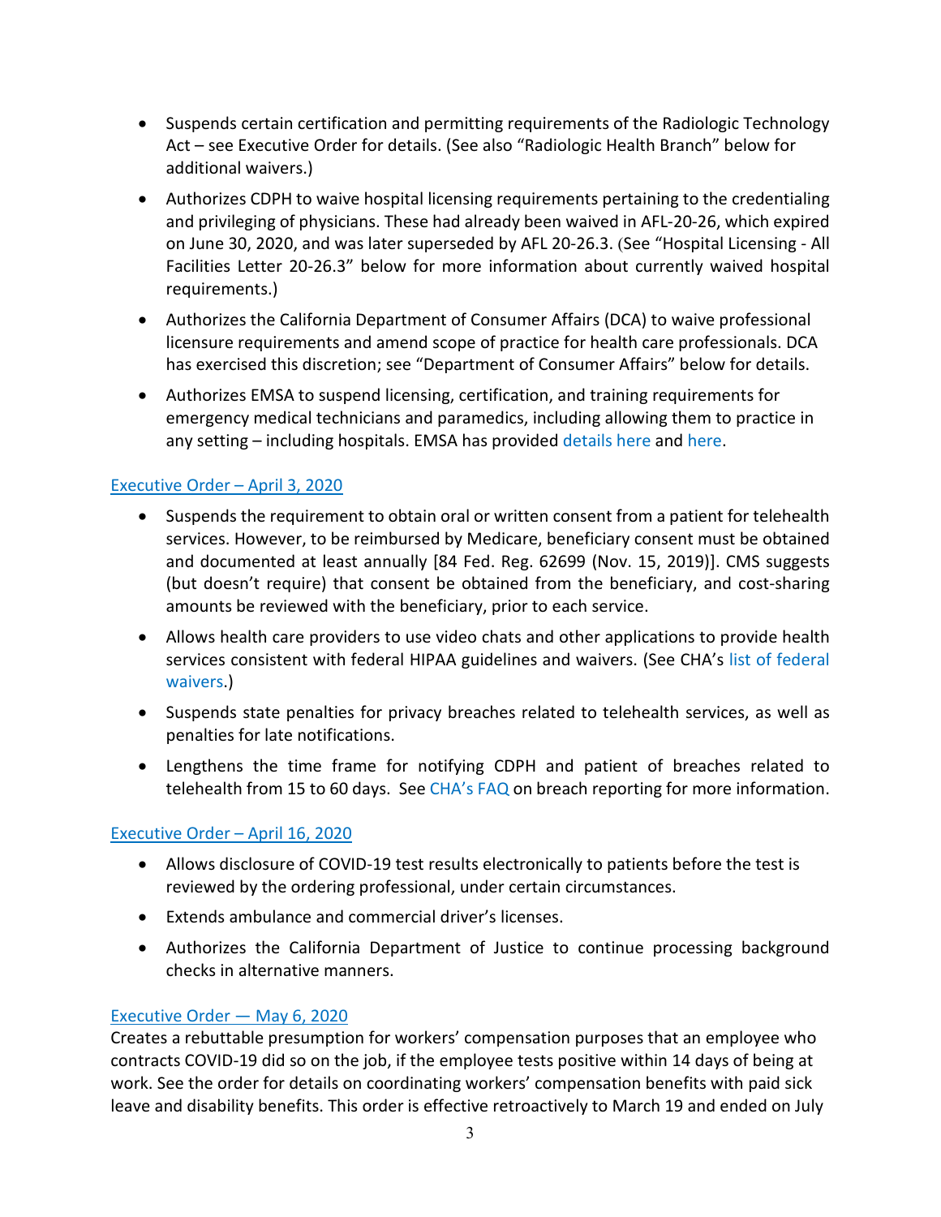- Suspends certain certification and permitting requirements of the Radiologic Technology Act – see Executive Order for details. (See also "Radiologic Health Branch" below for additional waivers.)
- Authorizes CDPH to waive hospital licensing requirements pertaining to the credentialing and privileging of physicians. These had already been waived in AFL-20-26, which expired on June 30, 2020, and was later superseded by AFL 20-26.3. (See "Hospital Licensing - All Facilities Letter 20-26.3" below for more information about currently waived hospital requirements.)
- Authorizes the California Department of Consumer Affairs (DCA) to waive professional licensure requirements and amend scope of practice for health care professionals. DCA has exercised this discretion; see "Department of Consumer Affairs" below for details.
- Authorizes EMSA to suspend licensing, certification, and training requirements for emergency medical technicians and paramedics, including allowing them to practice in any setting – including hospitals. EMSA has provided details here and here.

## Executive Order – April 3, 2020

- Suspends the requirement to obtain oral or written consent from a patient for telehealth services. However, to be reimbursed by Medicare, beneficiary consent must be obtained and documented at least annually [84 Fed. Reg. 62699 (Nov. 15, 2019)]. CMS suggests (but doesn't require) that consent be obtained from the beneficiary, and cost-sharing amounts be reviewed with the beneficiary, prior to each service.
- Allows health care providers to use video chats and other applications to provide health services consistent with federal HIPAA guidelines and waivers. (See CHA's list of federal waivers.)
- Suspends state penalties for privacy breaches related to telehealth services, as well as penalties for late notifications.
- Lengthens the time frame for notifying CDPH and patient of breaches related to telehealth from 15 to 60 days. See CHA's FAQ on breach reporting for more information.

## Executive Order – April 16, 2020

- Allows disclosure of COVID-19 test results electronically to patients before the test is reviewed by the ordering professional, under certain circumstances.
- Extends ambulance and commercial driver's licenses.
- Authorizes the California Department of Justice to continue processing background checks in alternative manners.

## Executive Order — May 6, 2020

Creates a rebuttable presumption for workers' compensation purposes that an employee who contracts COVID-19 did so on the job, if the employee tests positive within 14 days of being at work. See the order for details on coordinating workers' compensation benefits with paid sick leave and disability benefits. This order is effective retroactively to March 19 and ended on July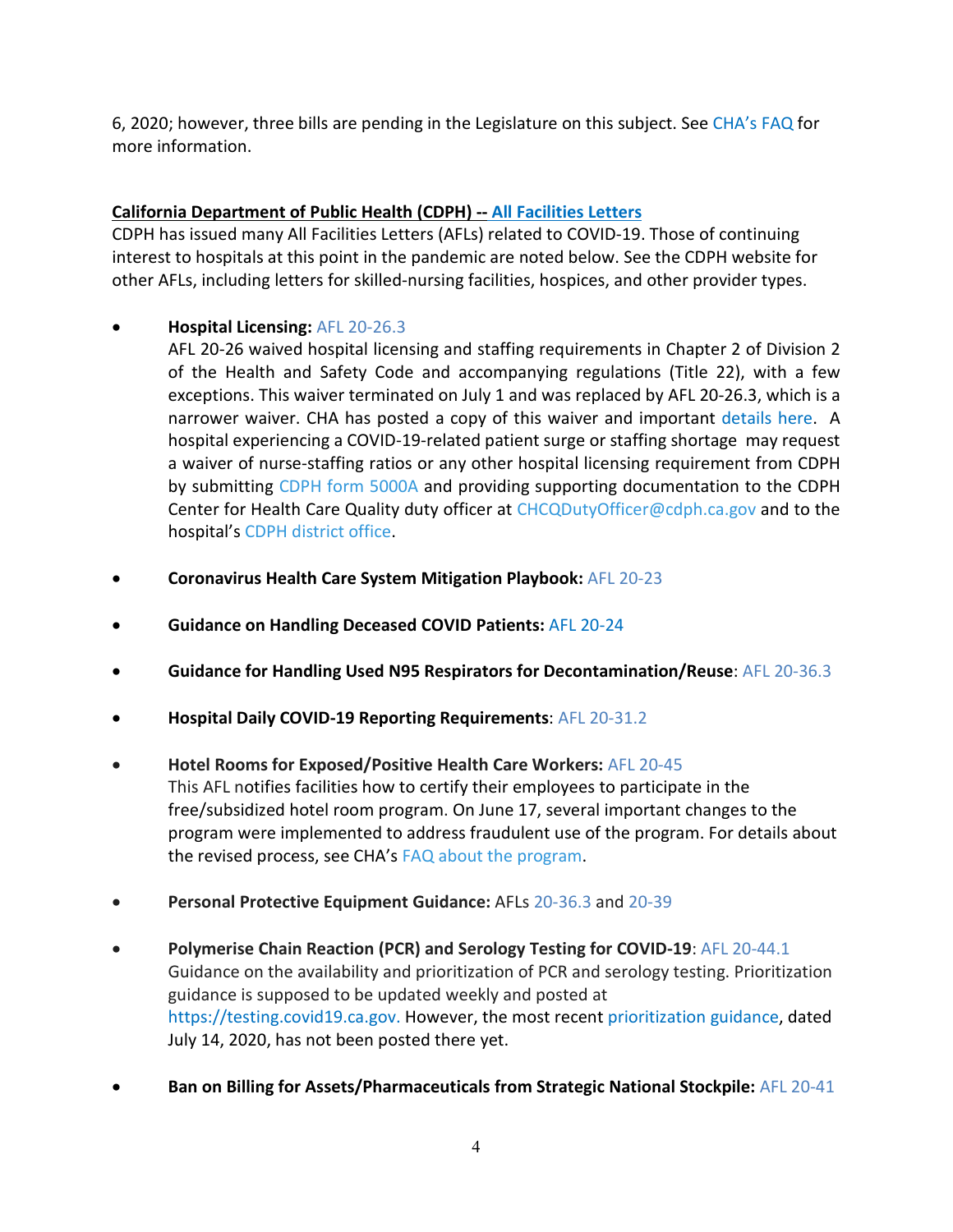6, 2020; however, three bills are pending in the Legislature on this subject. See CHA's FAQ for more information.

**California Department of Public Health (CDPH) -- All Facilities Letters**

CDPH has issued many All Facilities Letters (AFLs) related to COVID-19. Those of continuing interest to hospitals at this point in the pandemic are noted below. See the CDPH website for other AFLs, including letters for skilled-nursing facilities, hospices, and other provider types.

- **Hospital Licensing:** AFL 20-26.3
  AFL 20-26 waived hospital licensing and staffing requirements in Chapter 2 of Division 2 of the Health and Safety Code and accompanying regulations (Title 22), with a few exceptions. This waiver terminated on July 1 and was replaced by AFL 20-26.3, which is a narrower waiver. CHA has posted a copy of this waiver and important details here. A hospital experiencing a COVID-19-related patient surge or staffing shortage may request a waiver of nurse-staffing ratios or any other hospital licensing requirement from CDPH by submitting CDPH form 5000A and providing supporting documentation to the CDPH Center for Health Care Quality duty officer at CHCQDutyOfficer@cdph.ca.gov and to the hospital's CDPH district office.

- **Coronavirus Health Care System Mitigation Playbook:** AFL 20-23

- **Guidance on Handling Deceased COVID Patients:** AFL 20-24

- **Guidance for Handling Used N95 Respirators for Decontamination/Reuse**: AFL 20-36.3

- **Hospital Daily COVID-19 Reporting Requirements**: AFL 20-31.2

- **Hotel Rooms for Exposed/Positive Health Care Workers:** AFL 20-45
  This AFL notifies facilities how to certify their employees to participate in the free/subsidized hotel room program. On June 17, several important changes to the program were implemented to address fraudulent use of the program. For details about the revised process, see CHA's FAQ about the program.

- **Personal Protective Equipment Guidance:** AFLs 20-36.3 and 20-39

- **Polymerise Chain Reaction (PCR) and Serology Testing for COVID-19**: AFL 20-44.1
  Guidance on the availability and prioritization of PCR and serology testing. Prioritization guidance is supposed to be updated weekly and posted at https://testing.covid19.ca.gov. However, the most recent prioritization guidance, dated July 14, 2020, has not been posted there yet.

- **Ban on Billing for Assets/Pharmaceuticals from Strategic National Stockpile:** AFL 20-41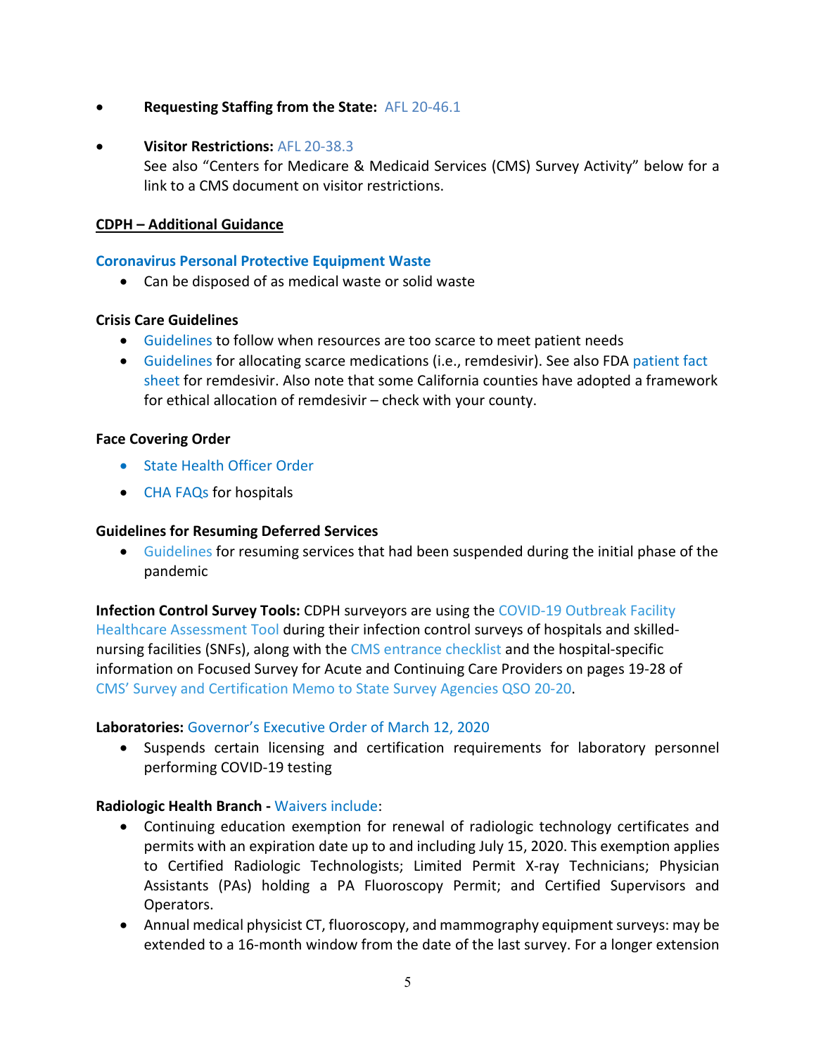- **Requesting Staffing from the State:** AFL 20-46.1

- **Visitor Restrictions:** AFL 20-38.3
  See also "Centers for Medicare & Medicaid Services (CMS) Survey Activity" below for a link to a CMS document on visitor restrictions.

**CDPH – Additional Guidance**

**Coronavirus Personal Protective Equipment Waste**

- Can be disposed of as medical waste or solid waste

**Crisis Care Guidelines**

- Guidelines to follow when resources are too scarce to meet patient needs
- Guidelines for allocating scarce medications (i.e., remdesivir). See also FDA patient fact sheet for remdesivir. Also note that some California counties have adopted a framework for ethical allocation of remdesivir – check with your county.

**Face Covering Order**

- State Health Officer Order
- CHA FAQs for hospitals

**Guidelines for Resuming Deferred Services**

- Guidelines for resuming services that had been suspended during the initial phase of the pandemic

**Infection Control Survey Tools:** CDPH surveyors are using the COVID-19 Outbreak Facility Healthcare Assessment Tool during their infection control surveys of hospitals and skilled-nursing facilities (SNFs), along with the CMS entrance checklist and the hospital-specific information on Focused Survey for Acute and Continuing Care Providers on pages 19-28 of CMS' Survey and Certification Memo to State Survey Agencies QSO 20-20.

**Laboratories:** Governor's Executive Order of March 12, 2020

- Suspends certain licensing and certification requirements for laboratory personnel performing COVID-19 testing

**Radiologic Health Branch -** Waivers include:

- Continuing education exemption for renewal of radiologic technology certificates and permits with an expiration date up to and including July 15, 2020. This exemption applies to Certified Radiologic Technologists; Limited Permit X-ray Technicians; Physician Assistants (PAs) holding a PA Fluoroscopy Permit; and Certified Supervisors and Operators.
- Annual medical physicist CT, fluoroscopy, and mammography equipment surveys: may be extended to a 16-month window from the date of the last survey. For a longer extension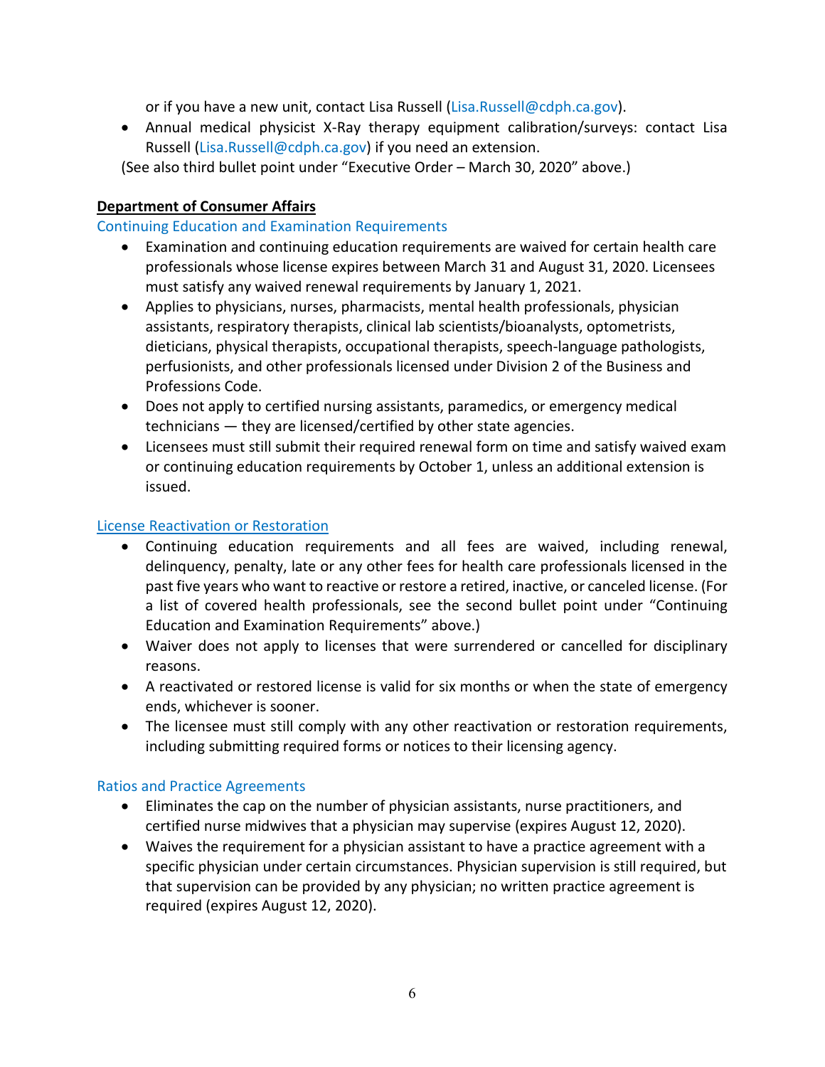or if you have a new unit, contact Lisa Russell (Lisa.Russell@cdph.ca.gov).

- Annual medical physicist X-Ray therapy equipment calibration/surveys: contact Lisa Russell (Lisa.Russell@cdph.ca.gov) if you need an extension.

(See also third bullet point under "Executive Order – March 30, 2020" above.)

**Department of Consumer Affairs**

Continuing Education and Examination Requirements

- Examination and continuing education requirements are waived for certain health care professionals whose license expires between March 31 and August 31, 2020. Licensees must satisfy any waived renewal requirements by January 1, 2021.
- Applies to physicians, nurses, pharmacists, mental health professionals, physician assistants, respiratory therapists, clinical lab scientists/bioanalysts, optometrists, dieticians, physical therapists, occupational therapists, speech-language pathologists, perfusionists, and other professionals licensed under Division 2 of the Business and Professions Code.
- Does not apply to certified nursing assistants, paramedics, or emergency medical technicians — they are licensed/certified by other state agencies.
- Licensees must still submit their required renewal form on time and satisfy waived exam or continuing education requirements by October 1, unless an additional extension is issued.

License Reactivation or Restoration

- Continuing education requirements and all fees are waived, including renewal, delinquency, penalty, late or any other fees for health care professionals licensed in the past five years who want to reactive or restore a retired, inactive, or canceled license. (For a list of covered health professionals, see the second bullet point under "Continuing Education and Examination Requirements" above.)
- Waiver does not apply to licenses that were surrendered or cancelled for disciplinary reasons.
- A reactivated or restored license is valid for six months or when the state of emergency ends, whichever is sooner.
- The licensee must still comply with any other reactivation or restoration requirements, including submitting required forms or notices to their licensing agency.

Ratios and Practice Agreements

- Eliminates the cap on the number of physician assistants, nurse practitioners, and certified nurse midwives that a physician may supervise (expires August 12, 2020).
- Waives the requirement for a physician assistant to have a practice agreement with a specific physician under certain circumstances. Physician supervision is still required, but that supervision can be provided by any physician; no written practice agreement is required (expires August 12, 2020).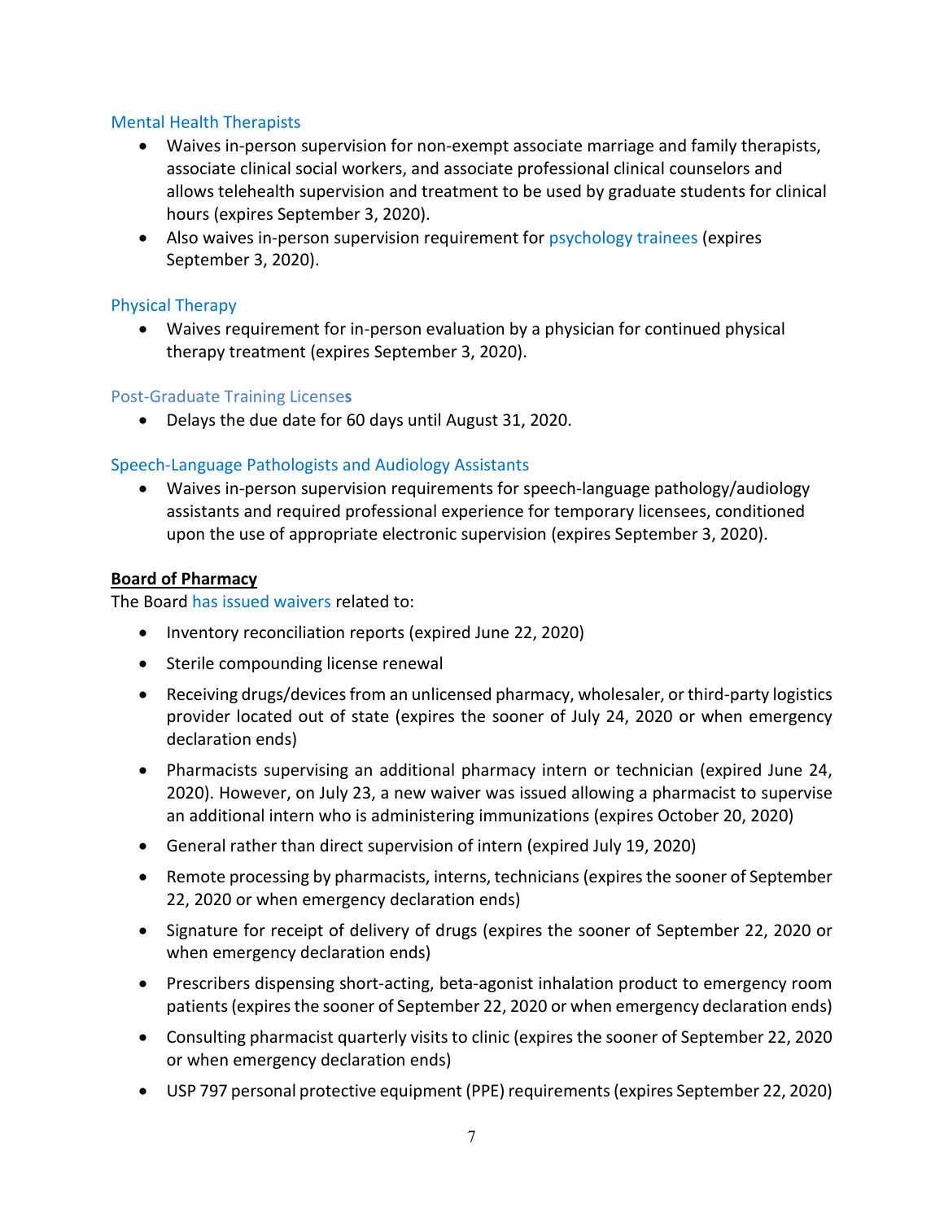### Mental Health Therapists

- Waives in-person supervision for non-exempt associate marriage and family therapists, associate clinical social workers, and associate professional clinical counselors and allows telehealth supervision and treatment to be used by graduate students for clinical hours (expires September 3, 2020).
- Also waives in-person supervision requirement for psychology trainees (expires September 3, 2020).

### Physical Therapy

- Waives requirement for in-person evaluation by a physician for continued physical therapy treatment (expires September 3, 2020).

### Post-Graduate Training Licenses

- Delays the due date for 60 days until August 31, 2020.

### Speech-Language Pathologists and Audiology Assistants

- Waives in-person supervision requirements for speech-language pathology/audiology assistants and required professional experience for temporary licensees, conditioned upon the use of appropriate electronic supervision (expires September 3, 2020).

**Board of Pharmacy**

The Board has issued waivers related to:

- Inventory reconciliation reports (expired June 22, 2020)
- Sterile compounding license renewal
- Receiving drugs/devices from an unlicensed pharmacy, wholesaler, or third-party logistics provider located out of state (expires the sooner of July 24, 2020 or when emergency declaration ends)
- Pharmacists supervising an additional pharmacy intern or technician (expired June 24, 2020). However, on July 23, a new waiver was issued allowing a pharmacist to supervise an additional intern who is administering immunizations (expires October 20, 2020)
- General rather than direct supervision of intern (expired July 19, 2020)
- Remote processing by pharmacists, interns, technicians (expires the sooner of September 22, 2020 or when emergency declaration ends)
- Signature for receipt of delivery of drugs (expires the sooner of September 22, 2020 or when emergency declaration ends)
- Prescribers dispensing short-acting, beta-agonist inhalation product to emergency room patients (expires the sooner of September 22, 2020 or when emergency declaration ends)
- Consulting pharmacist quarterly visits to clinic (expires the sooner of September 22, 2020 or when emergency declaration ends)
- USP 797 personal protective equipment (PPE) requirements (expires September 22, 2020)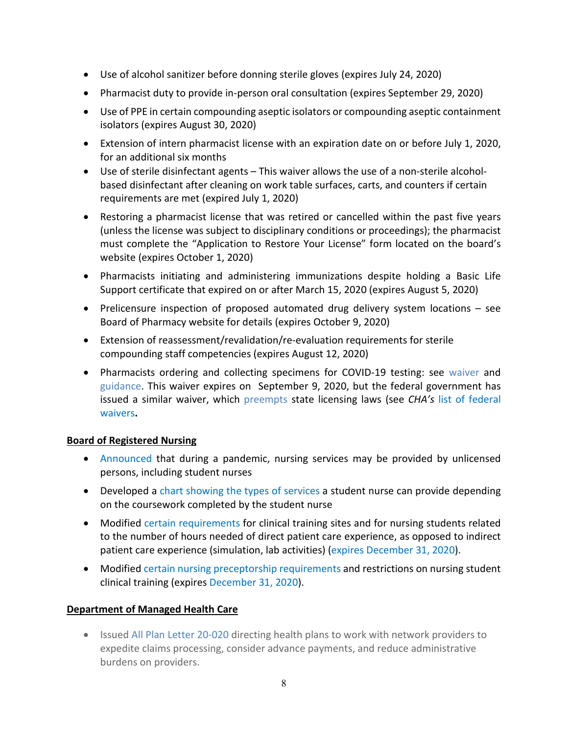- Use of alcohol sanitizer before donning sterile gloves (expires July 24, 2020)
- Pharmacist duty to provide in-person oral consultation (expires September 29, 2020)
- Use of PPE in certain compounding aseptic isolators or compounding aseptic containment isolators (expires August 30, 2020)
- Extension of intern pharmacist license with an expiration date on or before July 1, 2020, for an additional six months
- Use of sterile disinfectant agents – This waiver allows the use of a non-sterile alcohol-based disinfectant after cleaning on work table surfaces, carts, and counters if certain requirements are met (expired July 1, 2020)
- Restoring a pharmacist license that was retired or cancelled within the past five years (unless the license was subject to disciplinary conditions or proceedings); the pharmacist must complete the "Application to Restore Your License" form located on the board's website (expires October 1, 2020)
- Pharmacists initiating and administering immunizations despite holding a Basic Life Support certificate that expired on or after March 15, 2020 (expires August 5, 2020)
- Prelicensure inspection of proposed automated drug delivery system locations – see Board of Pharmacy website for details (expires October 9, 2020)
- Extension of reassessment/revalidation/re-evaluation requirements for sterile compounding staff competencies (expires August 12, 2020)
- Pharmacists ordering and collecting specimens for COVID-19 testing: see waiver and guidance. This waiver expires on September 9, 2020, but the federal government has issued a similar waiver, which preempts state licensing laws (see *CHA's* list of federal waivers**.**

**Board of Registered Nursing**

- Announced that during a pandemic, nursing services may be provided by unlicensed persons, including student nurses
- Developed a chart showing the types of services a student nurse can provide depending on the coursework completed by the student nurse
- Modified certain requirements for clinical training sites and for nursing students related to the number of hours needed of direct patient care experience, as opposed to indirect patient care experience (simulation, lab activities) (expires December 31, 2020).
- Modified certain nursing preceptorship requirements and restrictions on nursing student clinical training (expires December 31, 2020).

**Department of Managed Health Care**

- Issued All Plan Letter 20-020 directing health plans to work with network providers to expedite claims processing, consider advance payments, and reduce administrative burdens on providers.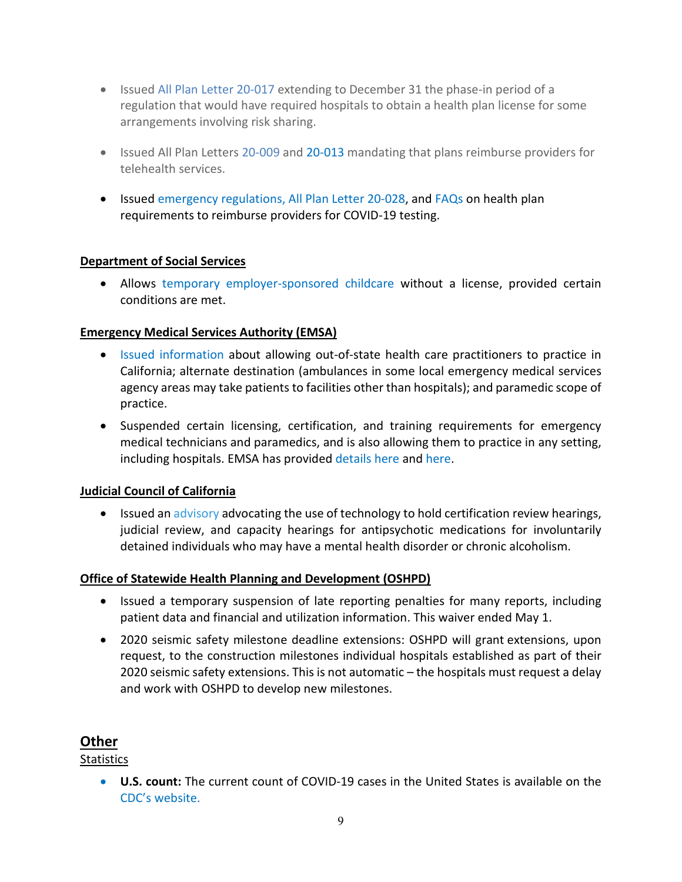- Issued All Plan Letter 20-017 extending to December 31 the phase-in period of a regulation that would have required hospitals to obtain a health plan license for some arrangements involving risk sharing.

- Issued All Plan Letters 20-009 and 20-013 mandating that plans reimburse providers for telehealth services.

- Issued emergency regulations, All Plan Letter 20-028, and FAQs on health plan requirements to reimburse providers for COVID-19 testing.

**Department of Social Services**

- Allows temporary employer-sponsored childcare without a license, provided certain conditions are met.

**Emergency Medical Services Authority (EMSA)**

- Issued information about allowing out-of-state health care practitioners to practice in California; alternate destination (ambulances in some local emergency medical services agency areas may take patients to facilities other than hospitals); and paramedic scope of practice.
- Suspended certain licensing, certification, and training requirements for emergency medical technicians and paramedics, and is also allowing them to practice in any setting, including hospitals. EMSA has provided details here and here.

**Judicial Council of California**

- Issued an advisory advocating the use of technology to hold certification review hearings, judicial review, and capacity hearings for antipsychotic medications for involuntarily detained individuals who may have a mental health disorder or chronic alcoholism.

**Office of Statewide Health Planning and Development (OSHPD)**

- Issued a temporary suspension of late reporting penalties for many reports, including patient data and financial and utilization information. This waiver ended May 1.
- 2020 seismic safety milestone deadline extensions: OSHPD will grant extensions, upon request, to the construction milestones individual hospitals established as part of their 2020 seismic safety extensions. This is not automatic – the hospitals must request a delay and work with OSHPD to develop new milestones.

## Other

Statistics

- **U.S. count:** The current count of COVID-19 cases in the United States is available on the CDC's website.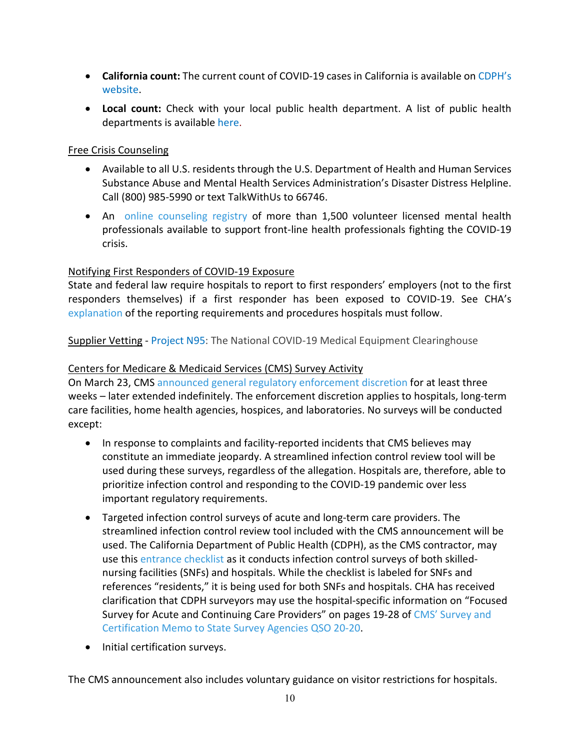- **California count:** The current count of COVID-19 cases in California is available on CDPH's website.
- **Local count:** Check with your local public health department. A list of public health departments is available here.

Free Crisis Counseling

- Available to all U.S. residents through the U.S. Department of Health and Human Services Substance Abuse and Mental Health Services Administration's Disaster Distress Helpline. Call (800) 985-5990 or text TalkWithUs to 66746.
- An online counseling registry of more than 1,500 volunteer licensed mental health professionals available to support front-line health professionals fighting the COVID-19 crisis.

Notifying First Responders of COVID-19 Exposure

State and federal law require hospitals to report to first responders' employers (not to the first responders themselves) if a first responder has been exposed to COVID-19. See CHA's explanation of the reporting requirements and procedures hospitals must follow.

Supplier Vetting - Project N95: The National COVID-19 Medical Equipment Clearinghouse

Centers for Medicare & Medicaid Services (CMS) Survey Activity

On March 23, CMS announced general regulatory enforcement discretion for at least three weeks – later extended indefinitely. The enforcement discretion applies to hospitals, long-term care facilities, home health agencies, hospices, and laboratories. No surveys will be conducted except:

- In response to complaints and facility-reported incidents that CMS believes may constitute an immediate jeopardy. A streamlined infection control review tool will be used during these surveys, regardless of the allegation. Hospitals are, therefore, able to prioritize infection control and responding to the COVID-19 pandemic over less important regulatory requirements.
- Targeted infection control surveys of acute and long-term care providers. The streamlined infection control review tool included with the CMS announcement will be used. The California Department of Public Health (CDPH), as the CMS contractor, may use this entrance checklist as it conducts infection control surveys of both skilled-nursing facilities (SNFs) and hospitals. While the checklist is labeled for SNFs and references "residents," it is being used for both SNFs and hospitals. CHA has received clarification that CDPH surveyors may use the hospital-specific information on "Focused Survey for Acute and Continuing Care Providers" on pages 19-28 of CMS' Survey and Certification Memo to State Survey Agencies QSO 20-20.
- Initial certification surveys.

The CMS announcement also includes voluntary guidance on visitor restrictions for hospitals.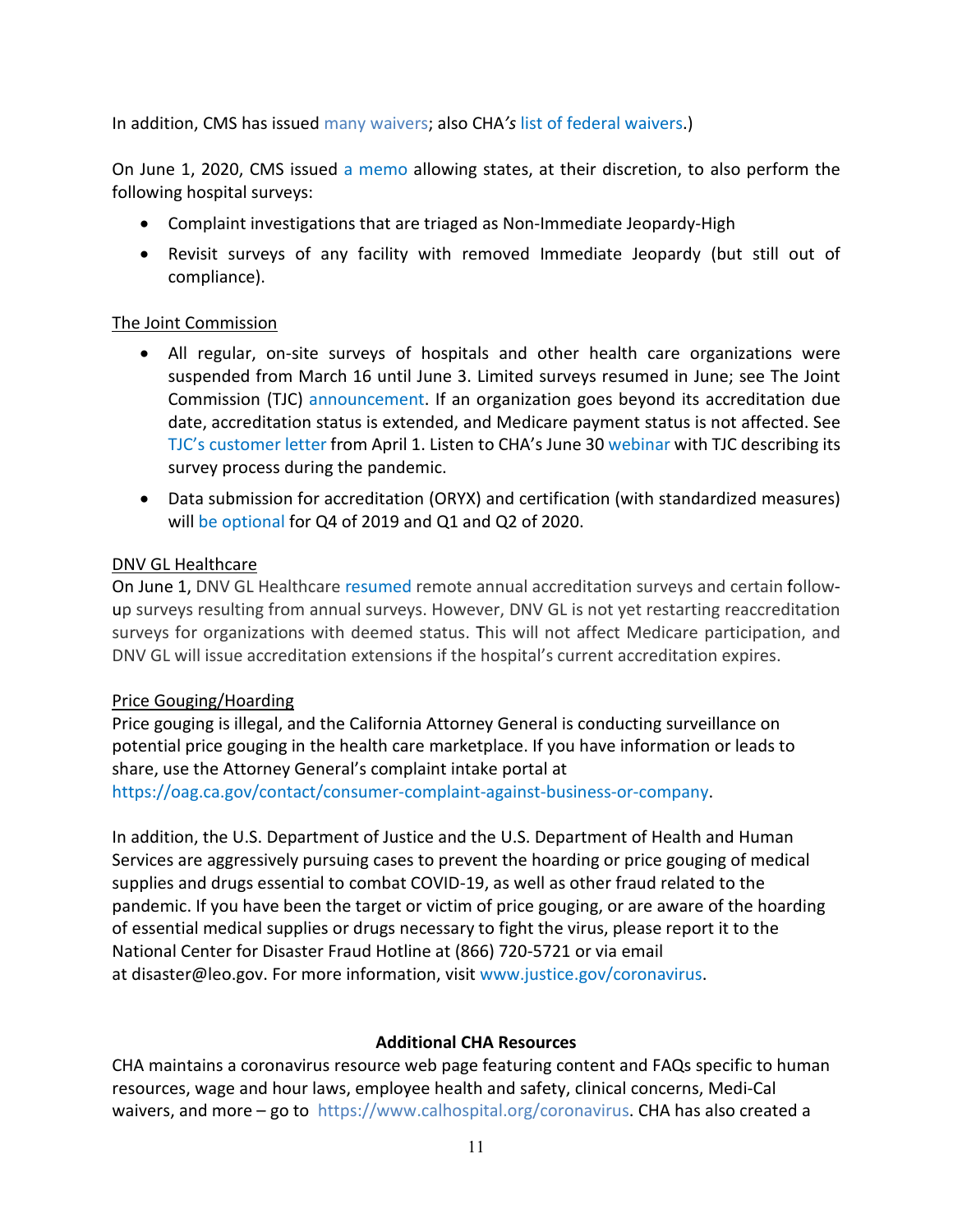In addition, CMS has issued many waivers; also CHA's list of federal waivers.)

On June 1, 2020, CMS issued a memo allowing states, at their discretion, to also perform the following hospital surveys:

- Complaint investigations that are triaged as Non-Immediate Jeopardy-High
- Revisit surveys of any facility with removed Immediate Jeopardy (but still out of compliance).

<u>The Joint Commission</u>

- All regular, on-site surveys of hospitals and other health care organizations were suspended from March 16 until June 3. Limited surveys resumed in June; see The Joint Commission (TJC) announcement. If an organization goes beyond its accreditation due date, accreditation status is extended, and Medicare payment status is not affected. See TJC's customer letter from April 1. Listen to CHA's June 30 webinar with TJC describing its survey process during the pandemic.
- Data submission for accreditation (ORYX) and certification (with standardized measures) will be optional for Q4 of 2019 and Q1 and Q2 of 2020.

<u>DNV GL Healthcare</u>

On June 1, DNV GL Healthcare resumed remote annual accreditation surveys and certain follow-up surveys resulting from annual surveys. However, DNV GL is not yet restarting reaccreditation surveys for organizations with deemed status. This will not affect Medicare participation, and DNV GL will issue accreditation extensions if the hospital's current accreditation expires.

<u>Price Gouging/Hoarding</u>

Price gouging is illegal, and the California Attorney General is conducting surveillance on potential price gouging in the health care marketplace. If you have information or leads to share, use the Attorney General's complaint intake portal at https://oag.ca.gov/contact/consumer-complaint-against-business-or-company.

In addition, the U.S. Department of Justice and the U.S. Department of Health and Human Services are aggressively pursuing cases to prevent the hoarding or price gouging of medical supplies and drugs essential to combat COVID-19, as well as other fraud related to the pandemic. If you have been the target or victim of price gouging, or are aware of the hoarding of essential medical supplies or drugs necessary to fight the virus, please report it to the National Center for Disaster Fraud Hotline at (866) 720-5721 or via email at disaster@leo.gov. For more information, visit www.justice.gov/coronavirus.

## Additional CHA Resources

CHA maintains a coronavirus resource web page featuring content and FAQs specific to human resources, wage and hour laws, employee health and safety, clinical concerns, Medi-Cal waivers, and more – go to https://www.calhospital.org/coronavirus. CHA has also created a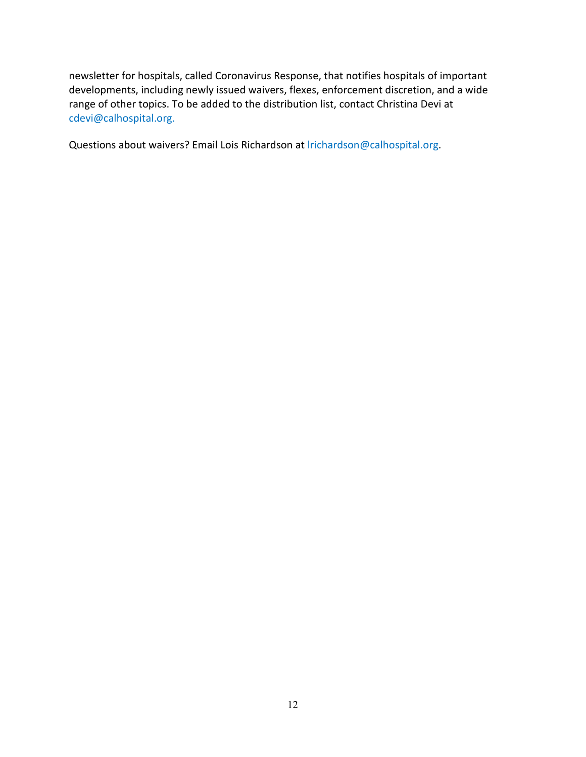newsletter for hospitals, called Coronavirus Response, that notifies hospitals of important developments, including newly issued waivers, flexes, enforcement discretion, and a wide range of other topics. To be added to the distribution list, contact Christina Devi at cdevi@calhospital.org.

Questions about waivers? Email Lois Richardson at lrichardson@calhospital.org.